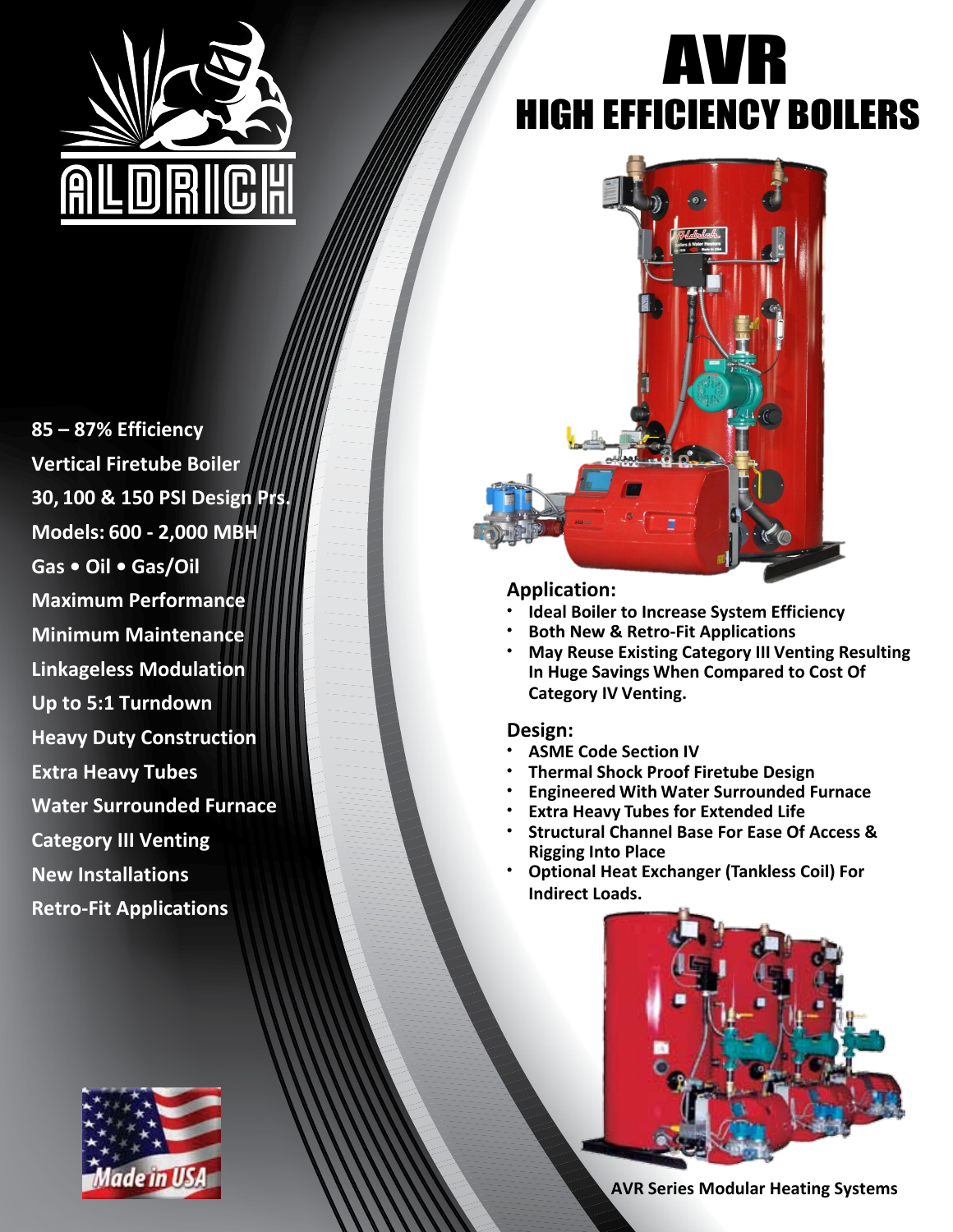ALDRICH

# AVR
## HIGH EFFICIENCY BOILERS

**85 – 87% Efficiency**
**Vertical Firetube Boiler**
**30, 100 & 150 PSI Design Prs.**
**Models: 600 - 2,000 MBH**
**Gas • Oil • Gas/Oil**
**Maximum Performance**
**Minimum Maintenance**
**Linkageless Modulation**
**Up to 5:1 Turndown**
**Heavy Duty Construction**
**Extra Heavy Tubes**
**Water Surrounded Furnace**
**Category III Venting**
**New Installations**
**Retro-Fit Applications**

### Application:

- **Ideal Boiler to Increase System Efficiency**
- **Both New & Retro-Fit Applications**
- **May Reuse Existing Category III Venting Resulting In Huge Savings When Compared to Cost Of Category IV Venting.**

### Design:

- **ASME Code Section IV**
- **Thermal Shock Proof Firetube Design**
- **Engineered With Water Surrounded Furnace**
- **Extra Heavy Tubes for Extended Life**
- **Structural Channel Base For Ease Of Access & Rigging Into Place**
- **Optional Heat Exchanger (Tankless Coil) For Indirect Loads.**

**AVR Series Modular Heating Systems**

Made in USA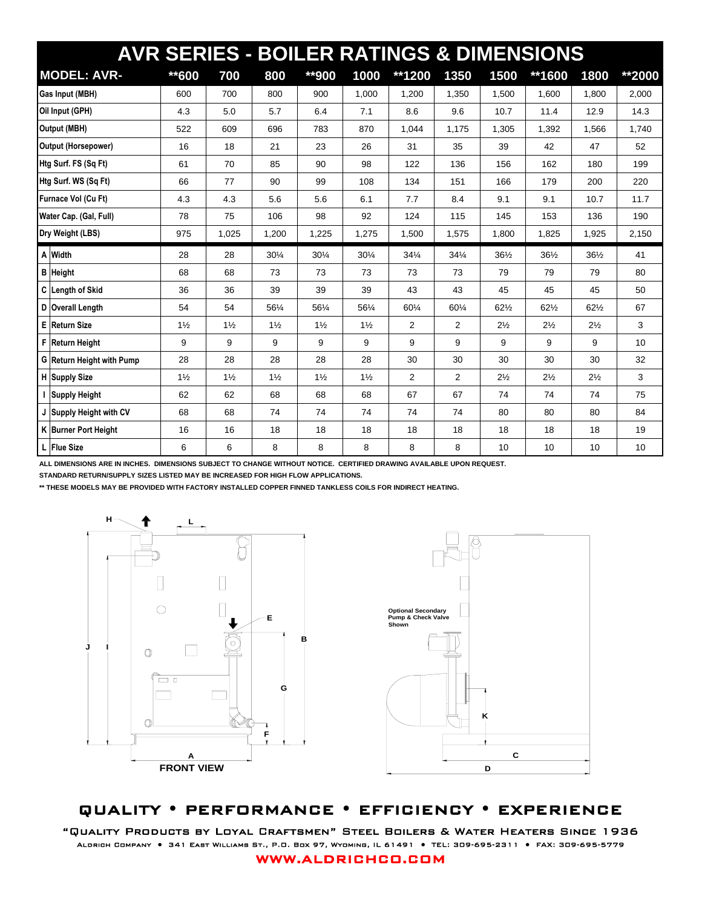# AVR SERIES - BOILER RATINGS & DIMENSIONS

| MODEL: AVR- | **600 | 700 | 800 | **900 | 1000 | **1200 | 1350 | 1500 | **1600 | 1800 | **2000 |
|---|---|---|---|---|---|---|---|---|---|---|---|
| Gas Input (MBH) | 600 | 700 | 800 | 900 | 1,000 | 1,200 | 1,350 | 1,500 | 1,600 | 1,800 | 2,000 |
| Oil Input (GPH) | 4.3 | 5.0 | 5.7 | 6.4 | 7.1 | 8.6 | 9.6 | 10.7 | 11.4 | 12.9 | 14.3 |
| Output (MBH) | 522 | 609 | 696 | 783 | 870 | 1,044 | 1,175 | 1,305 | 1,392 | 1,566 | 1,740 |
| Output (Horsepower) | 16 | 18 | 21 | 23 | 26 | 31 | 35 | 39 | 42 | 47 | 52 |
| Htg Surf. FS (Sq Ft) | 61 | 70 | 85 | 90 | 98 | 122 | 136 | 156 | 162 | 180 | 199 |
| Htg Surf. WS (Sq Ft) | 66 | 77 | 90 | 99 | 108 | 134 | 151 | 166 | 179 | 200 | 220 |
| Furnace Vol (Cu Ft) | 4.3 | 4.3 | 5.6 | 5.6 | 6.1 | 7.7 | 8.4 | 9.1 | 9.1 | 10.7 | 11.7 |
| Water Cap. (Gal, Full) | 78 | 75 | 106 | 98 | 92 | 124 | 115 | 145 | 153 | 136 | 190 |
| Dry Weight (LBS) | 975 | 1,025 | 1,200 | 1,225 | 1,275 | 1,500 | 1,575 | 1,800 | 1,825 | 1,925 | 2,150 |
| A Width | 28 | 28 | 30¼ | 30¼ | 30¼ | 34¼ | 34¼ | 36½ | 36½ | 36½ | 41 |
| B Height | 68 | 68 | 73 | 73 | 73 | 73 | 73 | 79 | 79 | 79 | 80 |
| C Length of Skid | 36 | 36 | 39 | 39 | 39 | 43 | 43 | 45 | 45 | 45 | 50 |
| D Overall Length | 54 | 54 | 56¼ | 56¼ | 56¼ | 60¼ | 60¼ | 62½ | 62½ | 62½ | 67 |
| E Return Size | 1½ | 1½ | 1½ | 1½ | 1½ | 2 | 2 | 2½ | 2½ | 2½ | 3 |
| F Return Height | 9 | 9 | 9 | 9 | 9 | 9 | 9 | 9 | 9 | 9 | 10 |
| G Return Height with Pump | 28 | 28 | 28 | 28 | 28 | 30 | 30 | 30 | 30 | 30 | 32 |
| H Supply Size | 1½ | 1½ | 1½ | 1½ | 1½ | 2 | 2 | 2½ | 2½ | 2½ | 3 |
| I Supply Height | 62 | 62 | 68 | 68 | 68 | 67 | 67 | 74 | 74 | 74 | 75 |
| J Supply Height with CV | 68 | 68 | 74 | 74 | 74 | 74 | 74 | 80 | 80 | 80 | 84 |
| K Burner Port Height | 16 | 16 | 18 | 18 | 18 | 18 | 18 | 18 | 18 | 18 | 19 |
| L Flue Size | 6 | 6 | 8 | 8 | 8 | 8 | 8 | 10 | 10 | 10 | 10 |

ALL DIMENSIONS ARE IN INCHES. DIMENSIONS SUBJECT TO CHANGE WITHOUT NOTICE. CERTIFIED DRAWING AVAILABLE UPON REQUEST.

STANDARD RETURN/SUPPLY SIZES LISTED MAY BE INCREASED FOR HIGH FLOW APPLICATIONS.

** THESE MODELS MAY BE PROVIDED WITH FACTORY INSTALLED COPPER FINNED TANKLESS COILS FOR INDIRECT HEATING.

H L E B J I G F A

FRONT VIEW

Optional Secondary Pump & Check Valve Shown

K C D

QUALITY • PERFORMANCE • EFFICIENCY • EXPERIENCE

"Quality Products by Loyal Craftsmen" Steel Boilers & Water Heaters Since 1936

Aldrich Company • 341 East Williams St., P.O. Box 97, Wyoming, IL 61491 • Tel: 309-695-2311 • Fax: 309-695-5779

WWW.ALDRICHCO.COM